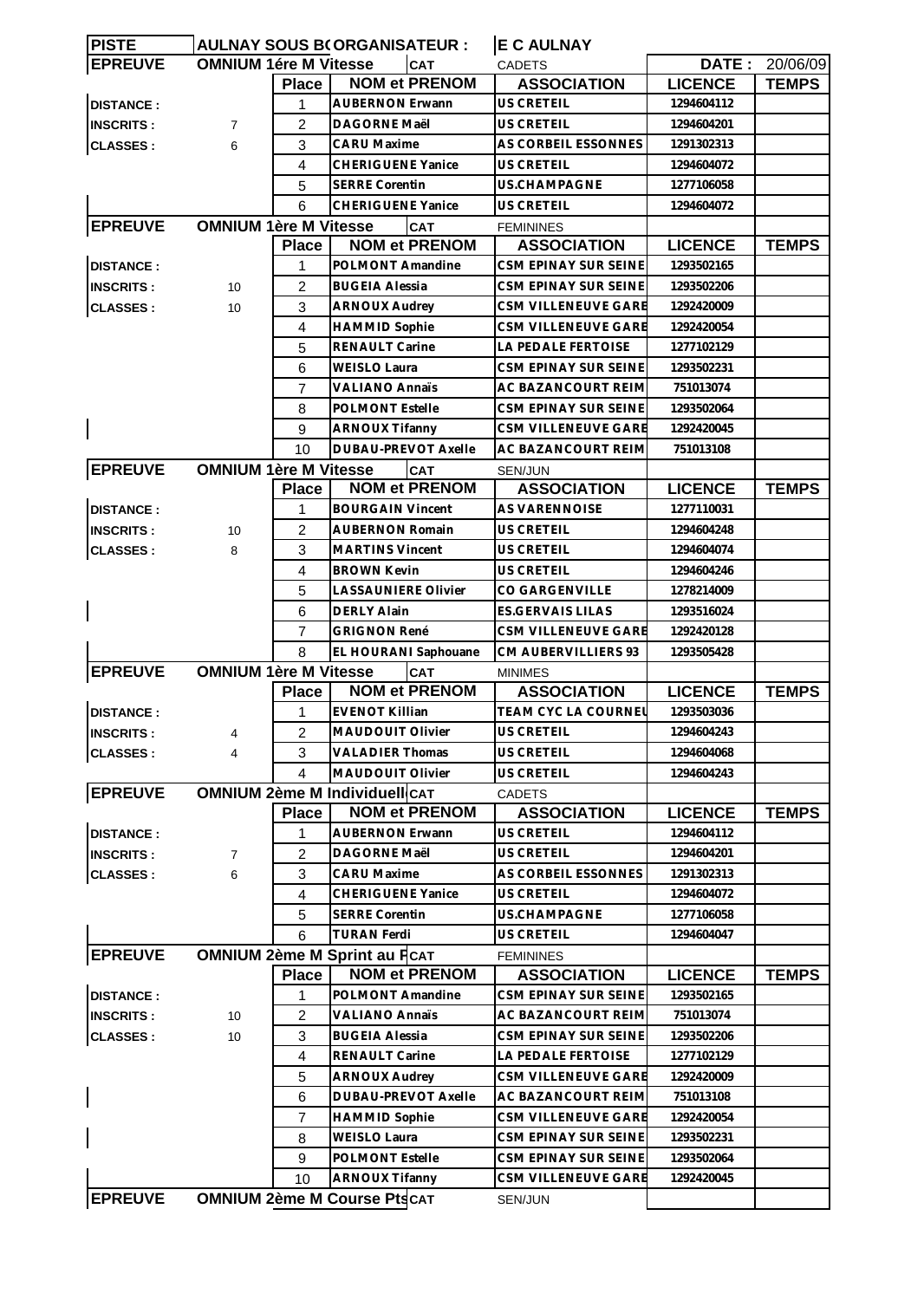| PISTE | AULNAY SOUS B(ORGANISATEUR : | | | E C AULNAY | | |
|---|---|---|---|---|---|---|
| **EPREUVE** | **OMNIUM 1ére M Vitesse** | | **CAT** | CADETS | **DATE :** | 20/06/09 |
| | | **Place** | **NOM et PRENOM** | **ASSOCIATION** | **LICENCE** | **TEMPS** |
| **DISTANCE :** | | 1 | **AUBERNON Erwann** | **US CRETEIL** | 1294604112 | |
| **INSCRITS :** | 7 | 2 | **DAGORNE Maël** | **US CRETEIL** | 1294604201 | |
| **CLASSES :** | 6 | 3 | **CARU Maxime** | **AS CORBEIL ESSONNES** | 1291302313 | |
| | | 4 | **CHERIGUENE Yanice** | **US CRETEIL** | 1294604072 | |
| | | 5 | **SERRE Corentin** | **US.CHAMPAGNE** | 1277106058 | |
| | | 6 | **CHERIGUENE Yanice** | **US CRETEIL** | 1294604072 | |
| **EPREUVE** | **OMNIUM 1ère M Vitesse** | | **CAT** | FEMININES | | |
| | | **Place** | **NOM et PRENOM** | **ASSOCIATION** | **LICENCE** | **TEMPS** |
| **DISTANCE :** | | 1 | **POLMONT Amandine** | **CSM EPINAY SUR SEINE** | 1293502165 | |
| **INSCRITS :** | 10 | 2 | **BUGEIA Alessia** | **CSM EPINAY SUR SEINE** | 1293502206 | |
| **CLASSES :** | 10 | 3 | **ARNOUX Audrey** | **CSM VILLENEUVE GARE** | 1292420009 | |
| | | 4 | **HAMMID Sophie** | **CSM VILLENEUVE GARE** | 1292420054 | |
| | | 5 | **RENAULT Carine** | **LA PEDALE FERTOISE** | 1277102129 | |
| | | 6 | **WEISLO Laura** | **CSM EPINAY SUR SEINE** | 1293502231 | |
| | | 7 | **VALIANO Annaïs** | **AC BAZANCOURT REIM** | 751013074 | |
| | | 8 | **POLMONT Estelle** | **CSM EPINAY SUR SEINE** | 1293502064 | |
| | | 9 | **ARNOUX Tifanny** | **CSM VILLENEUVE GARE** | 1292420045 | |
| | | 10 | **DUBAU-PREVOT Axelle** | **AC BAZANCOURT REIM** | 751013108 | |
| **EPREUVE** | **OMNIUM 1ère M Vitesse** | | **CAT** | SEN/JUN | | |
| | | **Place** | **NOM et PRENOM** | **ASSOCIATION** | **LICENCE** | **TEMPS** |
| **DISTANCE :** | | 1 | **BOURGAIN Vincent** | **AS VARENNOISE** | 1277110031 | |
| **INSCRITS :** | 10 | 2 | **AUBERNON Romain** | **US CRETEIL** | 1294604248 | |
| **CLASSES :** | 8 | 3 | **MARTINS Vincent** | **US CRETEIL** | 1294604074 | |
| | | 4 | **BROWN Kevin** | **US CRETEIL** | 1294604246 | |
| | | 5 | **LASSAUNIERE Olivier** | **CO GARGENVILLE** | 1278214009 | |
| | | 6 | **DERLY Alain** | **ES.GERVAIS LILAS** | 1293516024 | |
| | | 7 | **GRIGNON René** | **CSM VILLENEUVE GARE** | 1292420128 | |
| | | 8 | **EL HOURANI Saphouane** | **CM AUBERVILLIERS 93** | 1293505428 | |
| **EPREUVE** | **OMNIUM 1ère M Vitesse** | | **CAT** | MINIMES | | |
| | | **Place** | **NOM et PRENOM** | **ASSOCIATION** | **LICENCE** | **TEMPS** |
| **DISTANCE :** | | 1 | **EVENOT Killian** | **TEAM CYC LA COURNEU** | 1293503036 | |
| **INSCRITS :** | 4 | 2 | **MAUDOUIT Olivier** | **US CRETEIL** | 1294604243 | |
| **CLASSES :** | 4 | 3 | **VALADIER Thomas** | **US CRETEIL** | 1294604068 | |
| | | 4 | **MAUDOUIT Olivier** | **US CRETEIL** | 1294604243 | |
| **EPREUVE** | **OMNIUM 2ème M Individuell** | | **CAT** | CADETS | | |
| | | **Place** | **NOM et PRENOM** | **ASSOCIATION** | **LICENCE** | **TEMPS** |
| **DISTANCE :** | | 1 | **AUBERNON Erwann** | **US CRETEIL** | 1294604112 | |
| **INSCRITS :** | 7 | 2 | **DAGORNE Maël** | **US CRETEIL** | 1294604201 | |
| **CLASSES :** | 6 | 3 | **CARU Maxime** | **AS CORBEIL ESSONNES** | 1291302313 | |
| | | 4 | **CHERIGUENE Yanice** | **US CRETEIL** | 1294604072 | |
| | | 5 | **SERRE Corentin** | **US.CHAMPAGNE** | 1277106058 | |
| | | 6 | **TURAN Ferdi** | **US CRETEIL** | 1294604047 | |
| **EPREUVE** | **OMNIUM 2ème M Sprint au P** | | **CAT** | FEMININES | | |
| | | **Place** | **NOM et PRENOM** | **ASSOCIATION** | **LICENCE** | **TEMPS** |
| **DISTANCE :** | | 1 | **POLMONT Amandine** | **CSM EPINAY SUR SEINE** | 1293502165 | |
| **INSCRITS :** | 10 | 2 | **VALIANO Annaïs** | **AC BAZANCOURT REIM** | 751013074 | |
| **CLASSES :** | 10 | 3 | **BUGEIA Alessia** | **CSM EPINAY SUR SEINE** | 1293502206 | |
| | | 4 | **RENAULT Carine** | **LA PEDALE FERTOISE** | 1277102129 | |
| | | 5 | **ARNOUX Audrey** | **CSM VILLENEUVE GARE** | 1292420009 | |
| | | 6 | **DUBAU-PREVOT Axelle** | **AC BAZANCOURT REIM** | 751013108 | |
| | | 7 | **HAMMID Sophie** | **CSM VILLENEUVE GARE** | 1292420054 | |
| | | 8 | **WEISLO Laura** | **CSM EPINAY SUR SEINE** | 1293502231 | |
| | | 9 | **POLMONT Estelle** | **CSM EPINAY SUR SEINE** | 1293502064 | |
| | | 10 | **ARNOUX Tifanny** | **CSM VILLENEUVE GARE** | 1292420045 | |
| **EPREUVE** | **OMNIUM 2ème M Course Pts** | | **CAT** | SEN/JUN | | |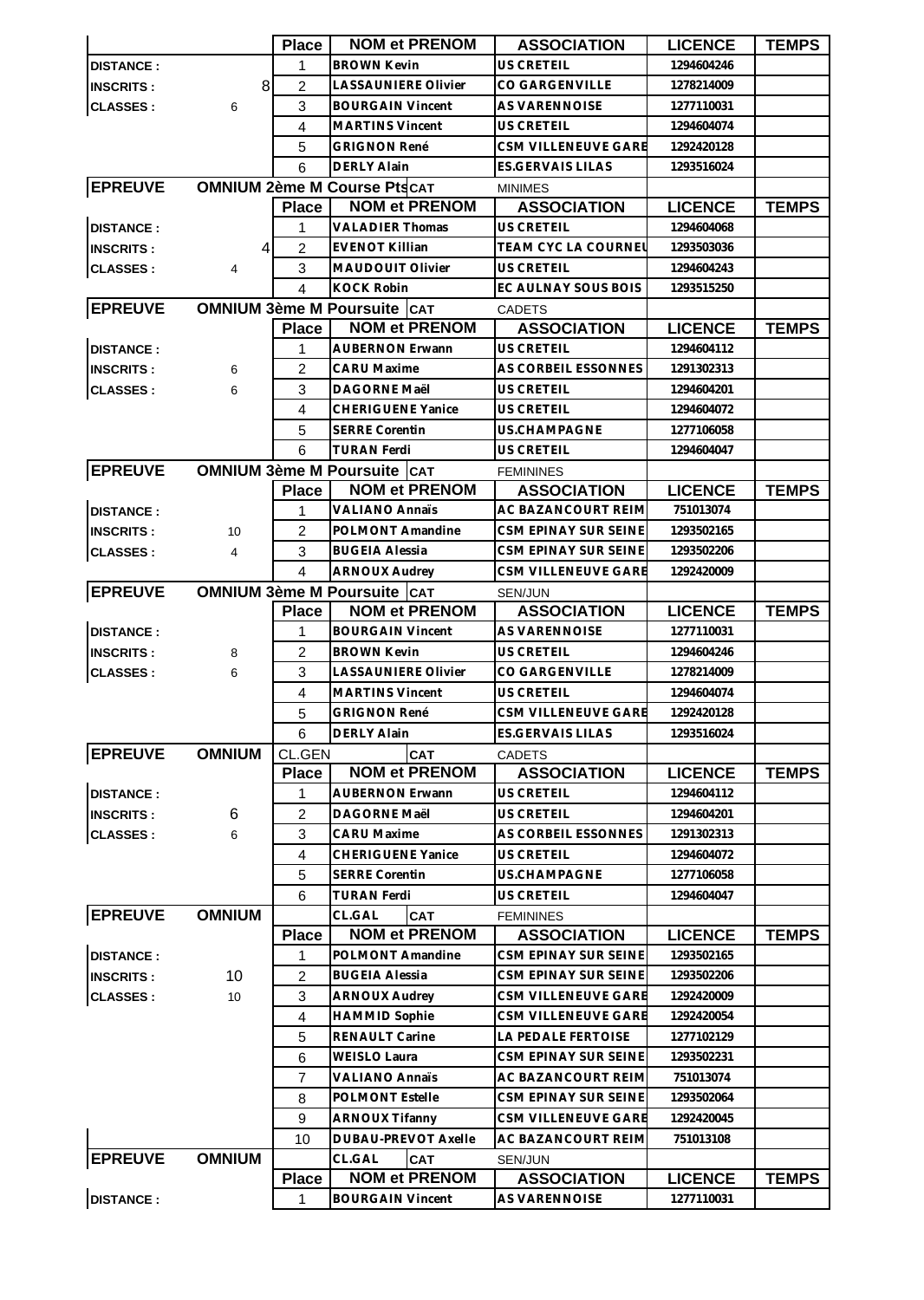| | | Place | NOM et PRENOM | ASSOCIATION | LICENCE | TEMPS |
|---|---|---|---|---|---|---|
| DISTANCE : | | 1 | BROWN Kevin | US CRETEIL | 1294604246 | |
| INSCRITS : | 8 | 2 | LASSAUNIERE Olivier | CO GARGENVILLE | 1278214009 | |
| CLASSES : | 6 | 3 | BOURGAIN Vincent | AS VARENNOISE | 1277110031 | |
| | | 4 | MARTINS Vincent | US CRETEIL | 1294604074 | |
| | | 5 | GRIGNON René | CSM VILLENEUVE GARE | 1292420128 | |
| | | 6 | DERLY Alain | ES.GERVAIS LILAS | 1293516024 | |

| EPREUVE | OMNIUM 2ème M Course Pts | CAT | MINIMES | | | |
|---|---|---|---|---|---|---|
| | | Place | NOM et PRENOM | ASSOCIATION | LICENCE | TEMPS |
| DISTANCE : | | 1 | VALADIER Thomas | US CRETEIL | 1294604068 | |
| INSCRITS : | 4 | 2 | EVENOT Killian | TEAM CYC LA COURNEU | 1293503036 | |
| CLASSES : | 4 | 3 | MAUDOUIT Olivier | US CRETEIL | 1294604243 | |
| | | 4 | KOCK Robin | EC AULNAY SOUS BOIS | 1293515250 | |

| EPREUVE | OMNIUM 3ème M Poursuite | CAT | CADETS | | | |
|---|---|---|---|---|---|---|
| | | Place | NOM et PRENOM | ASSOCIATION | LICENCE | TEMPS |
| DISTANCE : | | 1 | AUBERNON Erwann | US CRETEIL | 1294604112 | |
| INSCRITS : | 6 | 2 | CARU Maxime | AS CORBEIL ESSONNES | 1291302313 | |
| CLASSES : | 6 | 3 | DAGORNE Maël | US CRETEIL | 1294604201 | |
| | | 4 | CHERIGUENE Yanice | US CRETEIL | 1294604072 | |
| | | 5 | SERRE Corentin | US.CHAMPAGNE | 1277106058 | |
| | | 6 | TURAN Ferdi | US CRETEIL | 1294604047 | |

| EPREUVE | OMNIUM 3ème M Poursuite | CAT | FEMININES | | | |
|---|---|---|---|---|---|---|
| | | Place | NOM et PRENOM | ASSOCIATION | LICENCE | TEMPS |
| DISTANCE : | | 1 | VALIANO Annaïs | AC BAZANCOURT REIM | 751013074 | |
| INSCRITS : | 10 | 2 | POLMONT Amandine | CSM EPINAY SUR SEINE | 1293502165 | |
| CLASSES : | 4 | 3 | BUGEIA Alessia | CSM EPINAY SUR SEINE | 1293502206 | |
| | | 4 | ARNOUX Audrey | CSM VILLENEUVE GARE | 1292420009 | |

| EPREUVE | OMNIUM 3ème M Poursuite | CAT | SEN/JUN | | | |
|---|---|---|---|---|---|---|
| | | Place | NOM et PRENOM | ASSOCIATION | LICENCE | TEMPS |
| DISTANCE : | | 1 | BOURGAIN Vincent | AS VARENNOISE | 1277110031 | |
| INSCRITS : | 8 | 2 | BROWN Kevin | US CRETEIL | 1294604246 | |
| CLASSES : | 6 | 3 | LASSAUNIERE Olivier | CO GARGENVILLE | 1278214009 | |
| | | 4 | MARTINS Vincent | US CRETEIL | 1294604074 | |
| | | 5 | GRIGNON René | CSM VILLENEUVE GARE | 1292420128 | |
| | | 6 | DERLY Alain | ES.GERVAIS LILAS | 1293516024 | |

| EPREUVE | OMNIUM | CL.GEN | CAT | CADETS | | |
|---|---|---|---|---|---|---|
| | | Place | NOM et PRENOM | ASSOCIATION | LICENCE | TEMPS |
| DISTANCE : | | 1 | AUBERNON Erwann | US CRETEIL | 1294604112 | |
| INSCRITS : | 6 | 2 | DAGORNE Maël | US CRETEIL | 1294604201 | |
| CLASSES : | 6 | 3 | CARU Maxime | AS CORBEIL ESSONNES | 1291302313 | |
| | | 4 | CHERIGUENE Yanice | US CRETEIL | 1294604072 | |
| | | 5 | SERRE Corentin | US.CHAMPAGNE | 1277106058 | |
| | | 6 | TURAN Ferdi | US CRETEIL | 1294604047 | |

| EPREUVE | OMNIUM | | CL.GAL CAT | FEMININES | | |
|---|---|---|---|---|---|---|
| | | Place | NOM et PRENOM | ASSOCIATION | LICENCE | TEMPS |
| DISTANCE : | | 1 | POLMONT Amandine | CSM EPINAY SUR SEINE | 1293502165 | |
| INSCRITS : | 10 | 2 | BUGEIA Alessia | CSM EPINAY SUR SEINE | 1293502206 | |
| CLASSES : | 10 | 3 | ARNOUX Audrey | CSM VILLENEUVE GARE | 1292420009 | |
| | | 4 | HAMMID Sophie | CSM VILLENEUVE GARE | 1292420054 | |
| | | 5 | RENAULT Carine | LA PEDALE FERTOISE | 1277102129 | |
| | | 6 | WEISLO Laura | CSM EPINAY SUR SEINE | 1293502231 | |
| | | 7 | VALIANO Annaïs | AC BAZANCOURT REIM | 751013074 | |
| | | 8 | POLMONT Estelle | CSM EPINAY SUR SEINE | 1293502064 | |
| | | 9 | ARNOUX Tifanny | CSM VILLENEUVE GARE | 1292420045 | |
| | | 10 | DUBAU-PREVOT Axelle | AC BAZANCOURT REIM | 751013108 | |

| EPREUVE | OMNIUM | | CL.GAL CAT | SEN/JUN | | |
|---|---|---|---|---|---|---|
| | | Place | NOM et PRENOM | ASSOCIATION | LICENCE | TEMPS |
| DISTANCE : | | 1 | BOURGAIN Vincent | AS VARENNOISE | 1277110031 | |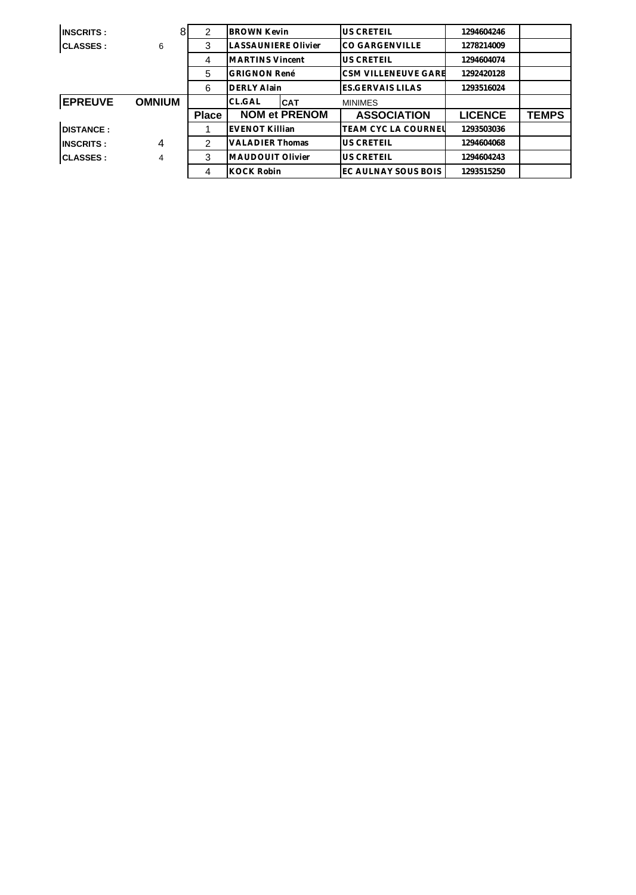| | | Place | NOM et PRENOM | | ASSOCIATION | LICENCE | TEMPS |
|---|---|---|---|---|---|---|---|
| INSCRITS : | 8 | 2 | BROWN Kevin | | US CRETEIL | 1294604246 | |
| CLASSES : | 6 | 3 | LASSAUNIERE Olivier | | CO GARGENVILLE | 1278214009 | |
| | | 4 | MARTINS Vincent | | US CRETEIL | 1294604074 | |
| | | 5 | GRIGNON René | | CSM VILLENEUVE GARE | 1292420128 | |
| | | 6 | DERLY Alain | | ES.GERVAIS LILAS | 1293516024 | |

| EPREUVE | OMNIUM | | CL.GAL | CAT | MINIMES | | |
|---|---|---|---|---|---|---|---|
| | | Place | NOM et PRENOM | | ASSOCIATION | LICENCE | TEMPS |
| DISTANCE : | | 1 | EVENOT Killian | | TEAM CYC LA COURNEU | 1293503036 | |
| INSCRITS : | 4 | 2 | VALADIER Thomas | | US CRETEIL | 1294604068 | |
| CLASSES : | 4 | 3 | MAUDOUIT Olivier | | US CRETEIL | 1294604243 | |
| | | 4 | KOCK Robin | | EC AULNAY SOUS BOIS | 1293515250 | |